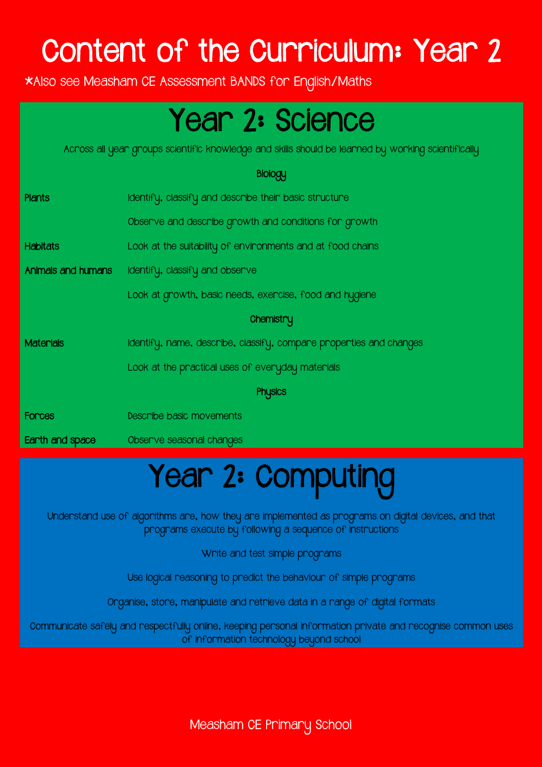# Content of the Curriculum: Year 2

*Also see Measham CE Assessment BANDS for English/Maths

## Year 2: Science

Across all year groups scientific knowledge and skills should be learned by working scientifically

| | Biology |
|---|---|
| **Plants** | Identify, classify and describe their basic structure |
| | Observe and describe growth and conditions for growth |
| **Habitats** | Look at the suitability of environments and at food chains |
| **Animals and humans** | Identify, classify and observe |
| | Look at growth, basic needs, exercise, food and hygiene |
| | **Chemistry** |
| **Materials** | Identify, name, describe, classify, compare properties and changes |
| | Look at the practical uses of everyday materials |
| | **Physics** |
| **Forces** | Describe basic movements |
| **Earth and space** | Observe seasonal changes |

## Year 2: Computing

Understand use of algorithms are, how they are implemented as programs on digital devices, and that programs execute by following a sequence of instructions

Write and test simple programs

Use logical reasoning to predict the behaviour of simple programs

Organise, store, manipulate and retrieve data in a range of digital formats

Communicate safely and respectfully online, keeping personal information private and recognise common uses of information technology beyond school

Measham CE Primary School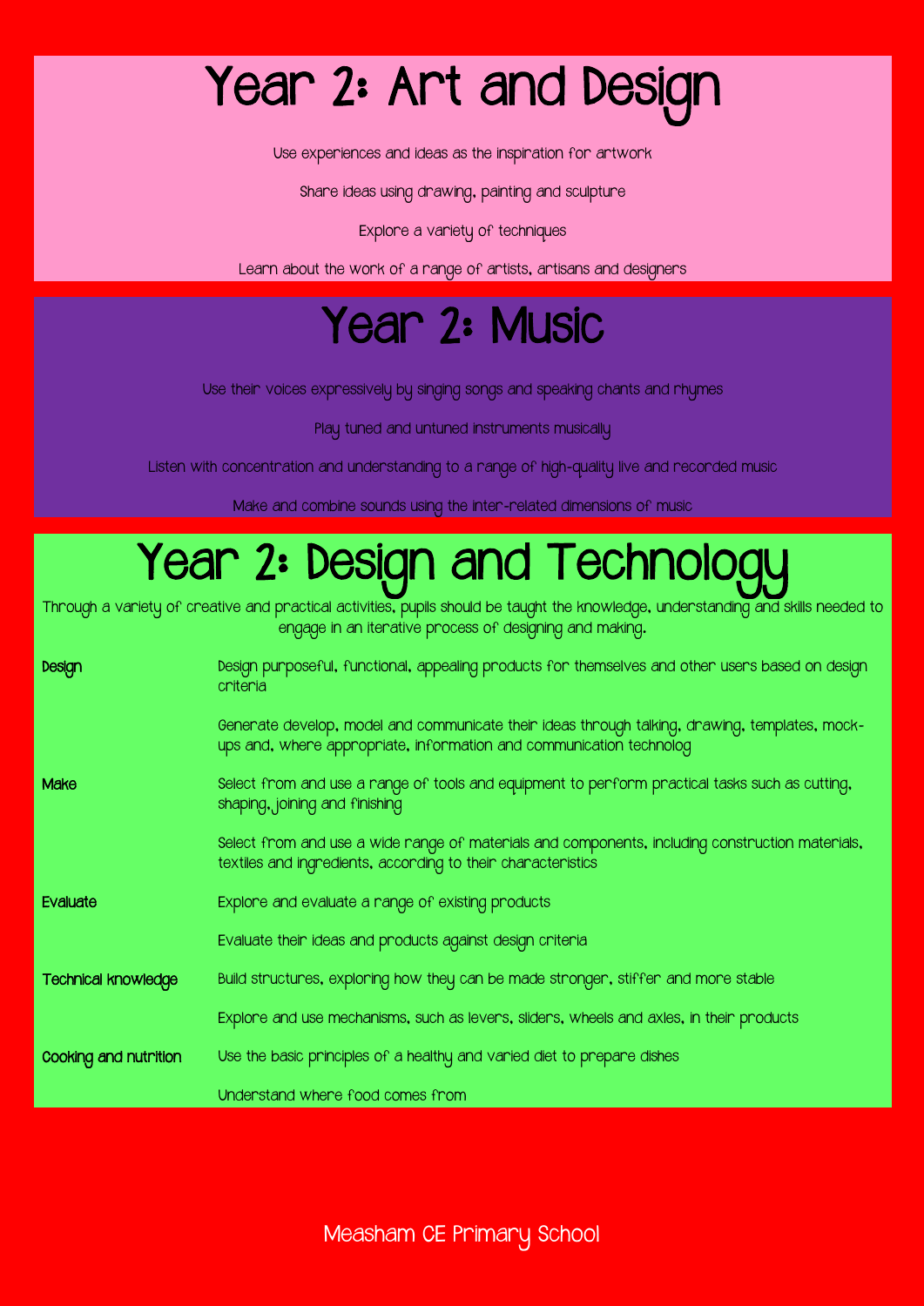# Year 2: Art and Design

Use experiences and ideas as the inspiration for artwork

Share ideas using drawing, painting and sculpture

Explore a variety of techniques

Learn about the work of a range of artists, artisans and designers

# Year 2: Music

Use their voices expressively by singing songs and speaking chants and rhymes

Play tuned and untuned instruments musically

Listen with concentration and understanding to a range of high-quality live and recorded music

Make and combine sounds using the inter-related dimensions of music

# Year 2: Design and Technology

Through a variety of creative and practical activities, pupils should be taught the knowledge, understanding and skills needed to engage in an iterative process of designing and making.

| | |
|---|---|
| Design | Design purposeful, functional, appealing products for themselves and other users based on design criteria |
| | Generate develop, model and communicate their ideas through talking, drawing, templates, mock-ups and, where appropriate, information and communication technolog |
| Make | Select from and use a range of tools and equipment to perform practical tasks such as cutting, shaping, joining and finishing |
| | Select from and use a wide range of materials and components, including construction materials, textiles and ingredients, according to their characteristics |
| Evaluate | Explore and evaluate a range of existing products |
| | Evaluate their ideas and products against design criteria |
| Technical knowledge | Build structures, exploring how they can be made stronger, stiffer and more stable |
| | Explore and use mechanisms, such as levers, sliders, wheels and axles, in their products |
| Cooking and nutrition | Use the basic principles of a healthy and varied diet to prepare dishes |
| | Understand where food comes from |

Measham CE Primary School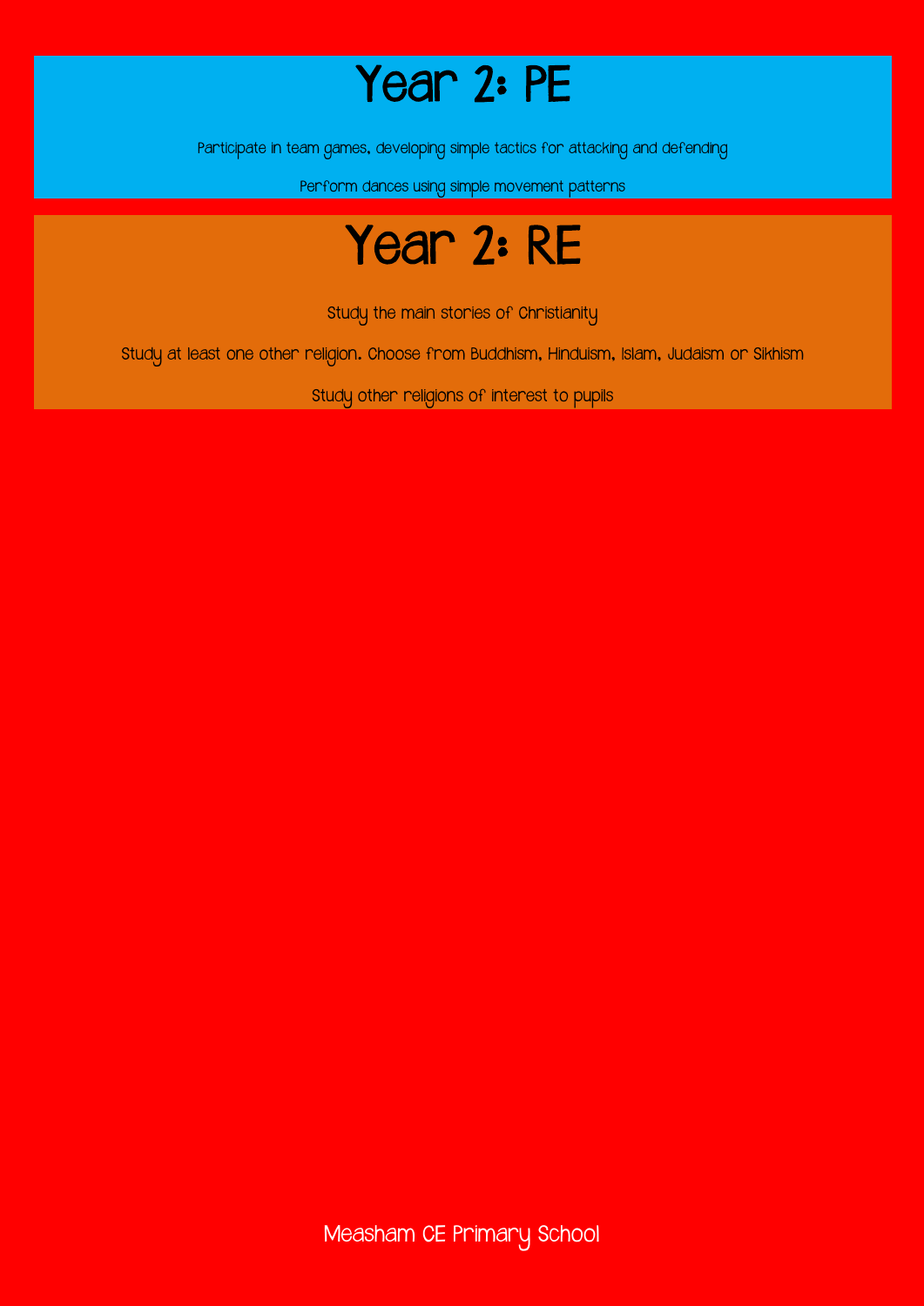# Year 2: PE

Participate in team games, developing simple tactics for attacking and defending

Perform dances using simple movement patterns

# Year 2: RE

Study the main stories of Christianity

Study at least one other religion. Choose from Buddhism, Hinduism, Islam, Judaism or Sikhism

Study other religions of interest to pupils